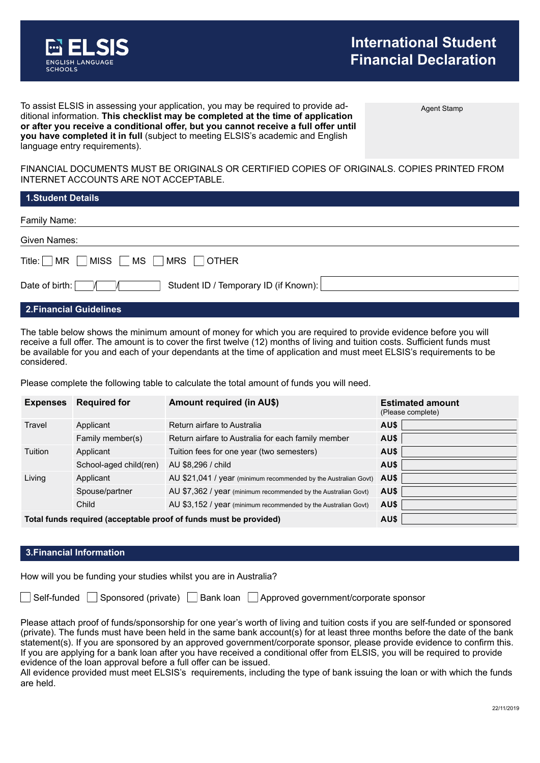ELSIS ENGLISH LANGUAGE SCHOOLS

# International Student Financial Declaration

To assist ELSIS in assessing your application, you may be required to provide additional information. **This checklist may be completed at the time of application or after you receive a conditional offer, but you cannot receive a full offer until you have completed it in full** (subject to meeting ELSIS's academic and English language entry requirements).

Agent Stamp

FINANCIAL DOCUMENTS MUST BE ORIGINALS OR CERTIFIED COPIES OF ORIGINALS. COPIES PRINTED FROM INTERNET ACCOUNTS ARE NOT ACCEPTABLE.

## 1.Student Details

Family Name:

Given Names:

Title: ☐ MR ☐ MISS ☐ MS ☐ MRS ☐ OTHER

Date of birth: ____/____/________ Student ID / Temporary ID (if Known): ________________

## 2.Financial Guidelines

The table below shows the minimum amount of money for which you are required to provide evidence before you will receive a full offer. The amount is to cover the first twelve (12) months of living and tuition costs. Sufficient funds must be available for you and each of your dependants at the time of application and must meet ELSIS's requirements to be considered.

Please complete the following table to calculate the total amount of funds you will need.

| Expenses | Required for | Amount required (in AU$) | Estimated amount (Please complete) |
|---|---|---|---|
| Travel | Applicant | Return airfare to Australia | AU$ |
| | Family member(s) | Return airfare to Australia for each family member | AU$ |
| Tuition | Applicant | Tuition fees for one year (two semesters) | AU$ |
| | School-aged child(ren) | AU $8,296 / child | AU$ |
| Living | Applicant | AU $21,041 / year (minimum recommended by the Australian Govt) | AU$ |
| | Spouse/partner | AU $7,362 / year (minimum recommended by the Australian Govt) | AU$ |
| | Child | AU $3,152 / year (minimum recommended by the Australian Govt) | AU$ |
| **Total funds required (acceptable proof of funds must be provided)** | | | AU$ |

## 3.Financial Information

How will you be funding your studies whilst you are in Australia?

☐ Self-funded ☐ Sponsored (private) ☐ Bank loan ☐ Approved government/corporate sponsor

Please attach proof of funds/sponsorship for one year's worth of living and tuition costs if you are self-funded or sponsored (private). The funds must have been held in the same bank account(s) for at least three months before the date of the bank statement(s). If you are sponsored by an approved government/corporate sponsor, please provide evidence to confirm this. If you are applying for a bank loan after you have received a conditional offer from ELSIS, you will be required to provide evidence of the loan approval before a full offer can be issued.

All evidence provided must meet ELSIS's requirements, including the type of bank issuing the loan or with which the funds are held.

22/11/2019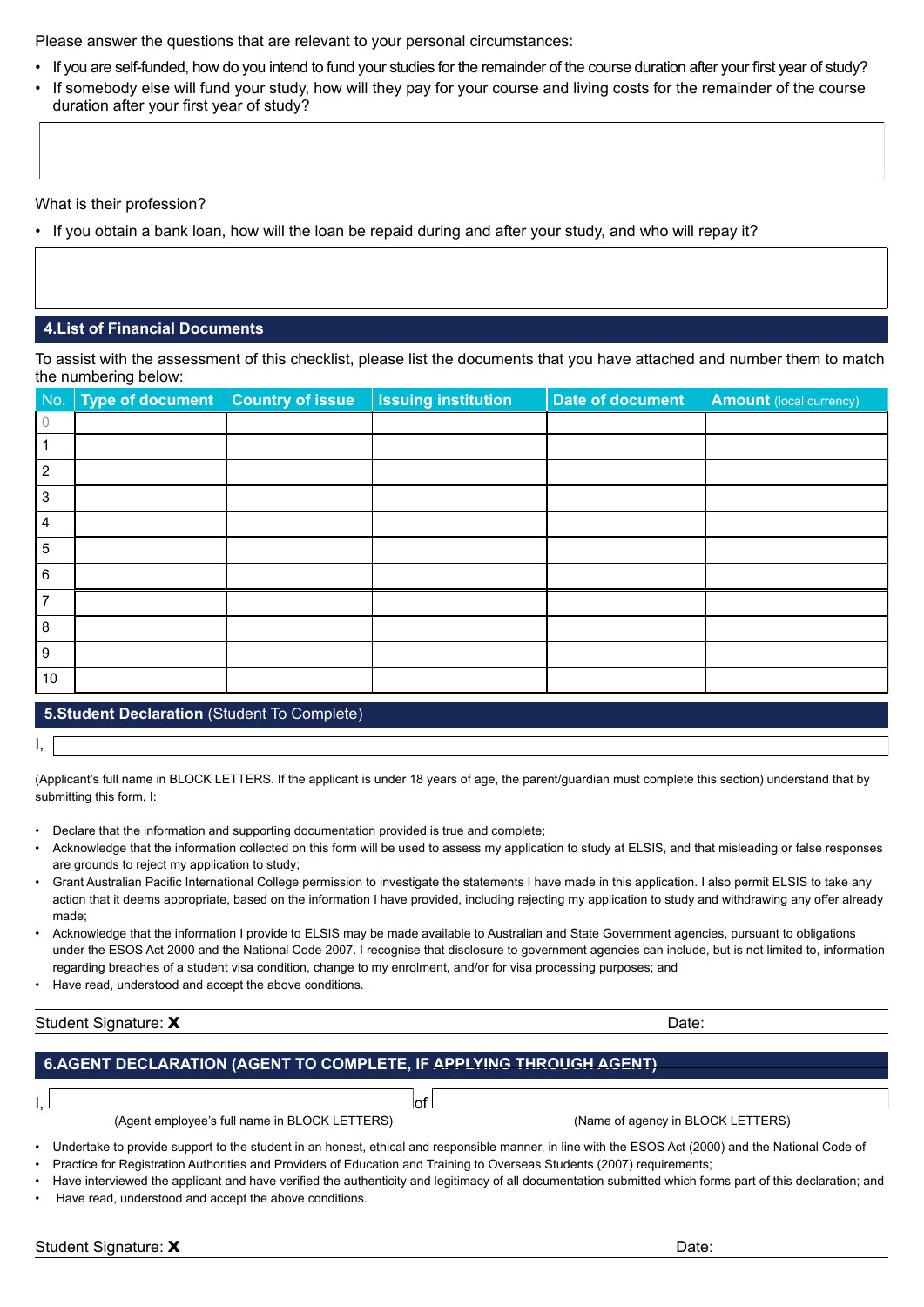Please answer the questions that are relevant to your personal circumstances:

- If you are self-funded, how do you intend to fund your studies for the remainder of the course duration after your first year of study?
- If somebody else will fund your study, how will they pay for your course and living costs for the remainder of the course duration after your first year of study?

What is their profession?

- If you obtain a bank loan, how will the loan be repaid during and after your study, and who will repay it?

## 4.List of Financial Documents

To assist with the assessment of this checklist, please list the documents that you have attached and number them to match the numbering below:

| No. | Type of document | Country of issue | Issuing institution | Date of document | Amount (local currency) |
|---|---|---|---|---|---|
| 0 | | | | | |
| 1 | | | | | |
| 2 | | | | | |
| 3 | | | | | |
| 4 | | | | | |
| 5 | | | | | |
| 6 | | | | | |
| 7 | | | | | |
| 8 | | | | | |
| 9 | | | | | |
| 10 | | | | | |

## 5.Student Declaration (Student To Complete)

I,

(Applicant's full name in BLOCK LETTERS. If the applicant is under 18 years of age, the parent/guardian must complete this section) understand that by submitting this form, I:

- Declare that the information and supporting documentation provided is true and complete;
- Acknowledge that the information collected on this form will be used to assess my application to study at ELSIS, and that misleading or false responses are grounds to reject my application to study;
- Grant Australian Pacific International College permission to investigate the statements I have made in this application. I also permit ELSIS to take any action that it deems appropriate, based on the information I have provided, including rejecting my application to study and withdrawing any offer already made;
- Acknowledge that the information I provide to ELSIS may be made available to Australian and State Government agencies, pursuant to obligations under the ESOS Act 2000 and the National Code 2007. I recognise that disclosure to government agencies can include, but is not limited to, information regarding breaches of a student visa condition, change to my enrolment, and/or for visa processing purposes; and
- Have read, understood and accept the above conditions.

Student Signature: **X** Date:

## 6.AGENT DECLARATION (AGENT TO COMPLETE, IF APPLYING THROUGH AGENT)

I, of

(Agent employee's full name in BLOCK LETTERS) (Name of agency in BLOCK LETTERS)

- Undertake to provide support to the student in an honest, ethical and responsible manner, in line with the ESOS Act (2000) and the National Code of
- Practice for Registration Authorities and Providers of Education and Training to Overseas Students (2007) requirements;
- Have interviewed the applicant and have verified the authenticity and legitimacy of all documentation submitted which forms part of this declaration; and
- Have read, understood and accept the above conditions.

Student Signature: **X** Date: